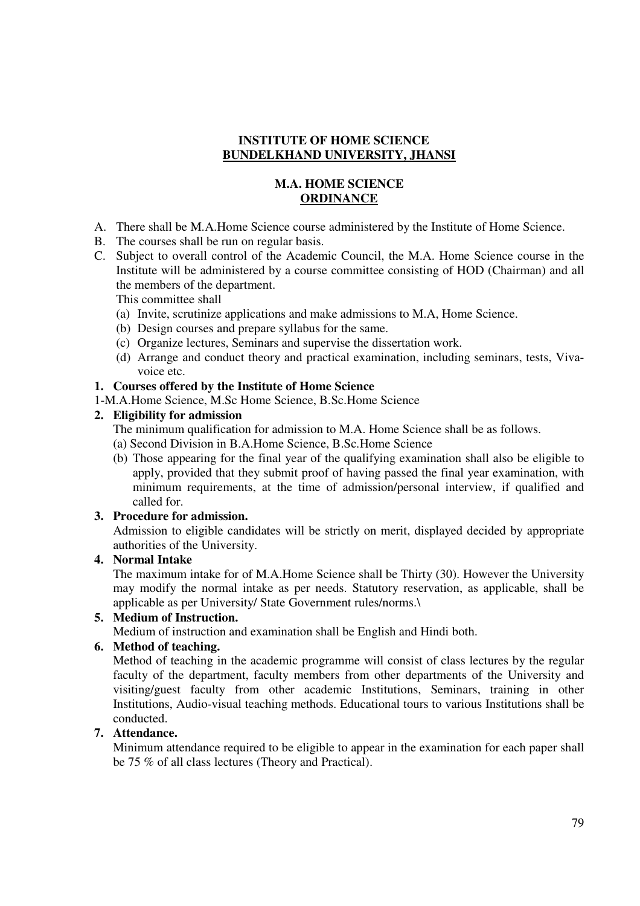**INSTITUTE OF HOME SCIENCE**
**BUNDELKHAND UNIVERSITY, JHANSI**

**M.A. HOME SCIENCE**
**ORDINANCE**

A. There shall be M.A.Home Science course administered by the Institute of Home Science.
B. The courses shall be run on regular basis.
C. Subject to overall control of the Academic Council, the M.A. Home Science course in the Institute will be administered by a course committee consisting of HOD (Chairman) and all the members of the department.
   This committee shall
   (a) Invite, scrutinize applications and make admissions to M.A, Home Science.
   (b) Design courses and prepare syllabus for the same.
   (c) Organize lectures, Seminars and supervise the dissertation work.
   (d) Arrange and conduct theory and practical examination, including seminars, tests, Viva-voice etc.

**1. Courses offered by the Institute of Home Science**

1-M.A.Home Science, M.Sc Home Science, B.Sc.Home Science

**2. Eligibility for admission**

The minimum qualification for admission to M.A. Home Science shall be as follows.

(a) Second Division in B.A.Home Science, B.Sc.Home Science

(b) Those appearing for the final year of the qualifying examination shall also be eligible to apply, provided that they submit proof of having passed the final year examination, with minimum requirements, at the time of admission/personal interview, if qualified and called for.

**3. Procedure for admission.**

Admission to eligible candidates will be strictly on merit, displayed decided by appropriate authorities of the University.

**4. Normal Intake**

The maximum intake for of M.A.Home Science shall be Thirty (30). However the University may modify the normal intake as per needs. Statutory reservation, as applicable, shall be applicable as per University/ State Government rules/norms.\

**5. Medium of Instruction.**

Medium of instruction and examination shall be English and Hindi both.

**6. Method of teaching.**

Method of teaching in the academic programme will consist of class lectures by the regular faculty of the department, faculty members from other departments of the University and visiting/guest faculty from other academic Institutions, Seminars, training in other Institutions, Audio-visual teaching methods. Educational tours to various Institutions shall be conducted.

**7. Attendance.**

Minimum attendance required to be eligible to appear in the examination for each paper shall be 75 % of all class lectures (Theory and Practical).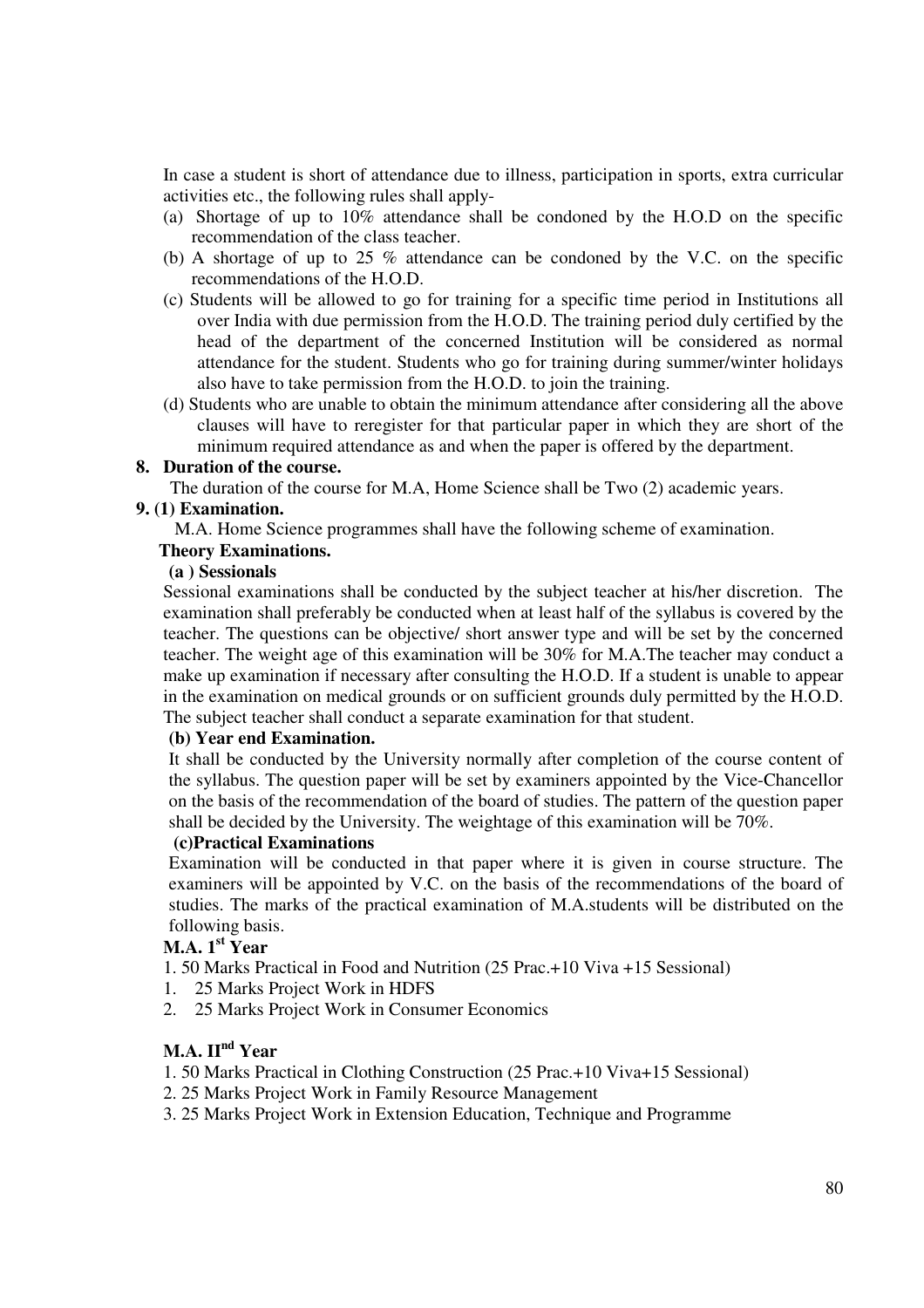In case a student is short of attendance due to illness, participation in sports, extra curricular activities etc., the following rules shall apply-

(a) Shortage of up to 10% attendance shall be condoned by the H.O.D on the specific recommendation of the class teacher.

(b) A shortage of up to 25 % attendance can be condoned by the V.C. on the specific recommendations of the H.O.D.

(c) Students will be allowed to go for training for a specific time period in Institutions all over India with due permission from the H.O.D. The training period duly certified by the head of the department of the concerned Institution will be considered as normal attendance for the student. Students who go for training during summer/winter holidays also have to take permission from the H.O.D. to join the training.

(d) Students who are unable to obtain the minimum attendance after considering all the above clauses will have to reregister for that particular paper in which they are short of the minimum required attendance as and when the paper is offered by the department.

**8. Duration of the course.**

The duration of the course for M.A, Home Science shall be Two (2) academic years.

**9. (1) Examination.**

M.A. Home Science programmes shall have the following scheme of examination.

**Theory Examinations.**

**(a ) Sessionals**

Sessional examinations shall be conducted by the subject teacher at his/her discretion. The examination shall preferably be conducted when at least half of the syllabus is covered by the teacher. The questions can be objective/ short answer type and will be set by the concerned teacher. The weight age of this examination will be 30% for M.A.The teacher may conduct a make up examination if necessary after consulting the H.O.D. If a student is unable to appear in the examination on medical grounds or on sufficient grounds duly permitted by the H.O.D. The subject teacher shall conduct a separate examination for that student.

**(b) Year end Examination.**

It shall be conducted by the University normally after completion of the course content of the syllabus. The question paper will be set by examiners appointed by the Vice-Chancellor on the basis of the recommendation of the board of studies. The pattern of the question paper shall be decided by the University. The weightage of this examination will be 70%.

**(c)Practical Examinations**

Examination will be conducted in that paper where it is given in course structure. The examiners will be appointed by V.C. on the basis of the recommendations of the board of studies. The marks of the practical examination of M.A.students will be distributed on the following basis.

**M.A. 1st Year**

1. 50 Marks Practical in Food and Nutrition (25 Prac.+10 Viva +15 Sessional)
1. 25 Marks Project Work in HDFS
2. 25 Marks Project Work in Consumer Economics

**M.A. IInd Year**

1. 50 Marks Practical in Clothing Construction (25 Prac.+10 Viva+15 Sessional)
2. 25 Marks Project Work in Family Resource Management
3. 25 Marks Project Work in Extension Education, Technique and Programme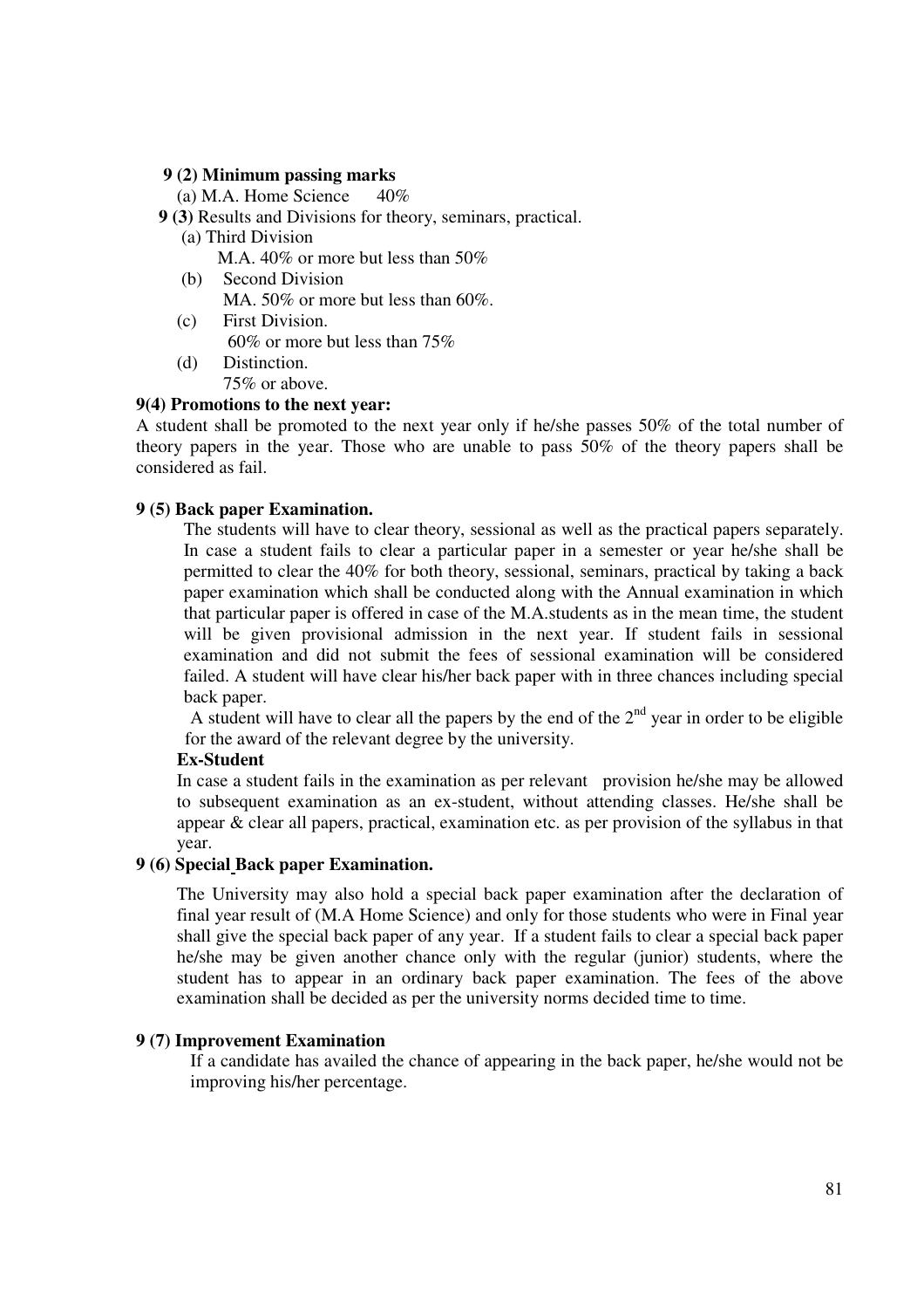**9 (2) Minimum passing marks**

(a) M.A. Home Science 40%

**9 (3)** Results and Divisions for theory, seminars, practical.

(a) Third Division

M.A. 40% or more but less than 50%

(b) Second Division

MA. 50% or more but less than 60%.

(c) First Division.

60% or more but less than 75%

(d) Distinction.

75% or above.

**9(4) Promotions to the next year:**

A student shall be promoted to the next year only if he/she passes 50% of the total number of theory papers in the year. Those who are unable to pass 50% of the theory papers shall be considered as fail.

**9 (5) Back paper Examination.**

The students will have to clear theory, sessional as well as the practical papers separately. In case a student fails to clear a particular paper in a semester or year he/she shall be permitted to clear the 40% for both theory, sessional, seminars, practical by taking a back paper examination which shall be conducted along with the Annual examination in which that particular paper is offered in case of the M.A.students as in the mean time, the student will be given provisional admission in the next year. If student fails in sessional examination and did not submit the fees of sessional examination will be considered failed. A student will have clear his/her back paper with in three chances including special back paper.

A student will have to clear all the papers by the end of the 2nd year in order to be eligible for the award of the relevant degree by the university.

**Ex-Student**

In case a student fails in the examination as per relevant provision he/she may be allowed to subsequent examination as an ex-student, without attending classes. He/she shall be appear & clear all papers, practical, examination etc. as per provision of the syllabus in that year.

**9 (6) Special Back paper Examination.**

The University may also hold a special back paper examination after the declaration of final year result of (M.A Home Science) and only for those students who were in Final year shall give the special back paper of any year. If a student fails to clear a special back paper he/she may be given another chance only with the regular (junior) students, where the student has to appear in an ordinary back paper examination. The fees of the above examination shall be decided as per the university norms decided time to time.

**9 (7) Improvement Examination**

If a candidate has availed the chance of appearing in the back paper, he/she would not be improving his/her percentage.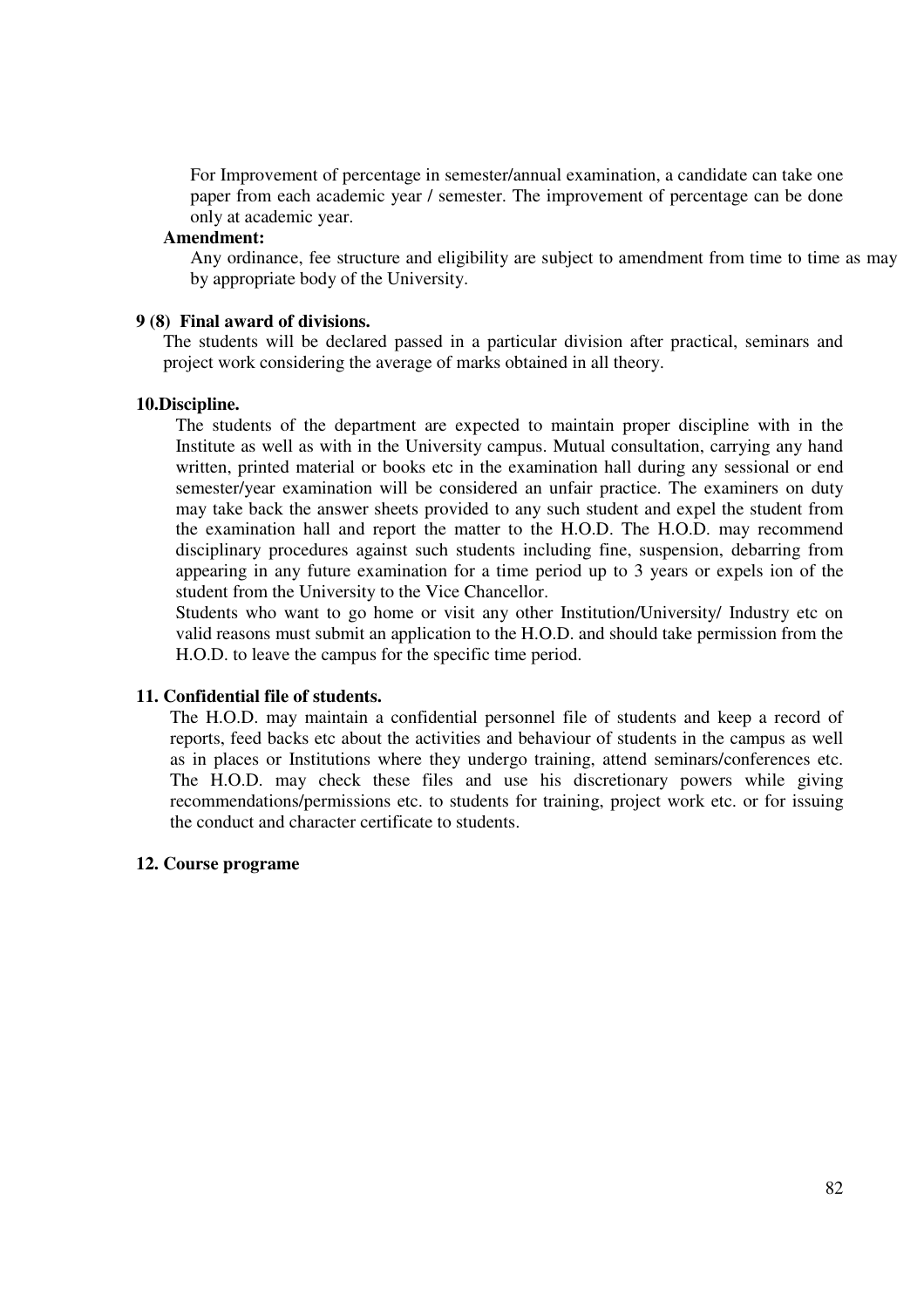For Improvement of percentage in semester/annual examination, a candidate can take one paper from each academic year / semester. The improvement of percentage can be done only at academic year.

**Amendment:**

Any ordinance, fee structure and eligibility are subject to amendment from time to time as may by appropriate body of the University.

**9 (8) Final award of divisions.**

The students will be declared passed in a particular division after practical, seminars and project work considering the average of marks obtained in all theory.

**10.Discipline.**

The students of the department are expected to maintain proper discipline with in the Institute as well as with in the University campus. Mutual consultation, carrying any hand written, printed material or books etc in the examination hall during any sessional or end semester/year examination will be considered an unfair practice. The examiners on duty may take back the answer sheets provided to any such student and expel the student from the examination hall and report the matter to the H.O.D. The H.O.D. may recommend disciplinary procedures against such students including fine, suspension, debarring from appearing in any future examination for a time period up to 3 years or expels ion of the student from the University to the Vice Chancellor.

Students who want to go home or visit any other Institution/University/ Industry etc on valid reasons must submit an application to the H.O.D. and should take permission from the H.O.D. to leave the campus for the specific time period.

**11. Confidential file of students.**

The H.O.D. may maintain a confidential personnel file of students and keep a record of reports, feed backs etc about the activities and behaviour of students in the campus as well as in places or Institutions where they undergo training, attend seminars/conferences etc. The H.O.D. may check these files and use his discretionary powers while giving recommendations/permissions etc. to students for training, project work etc. or for issuing the conduct and character certificate to students.

**12. Course programe**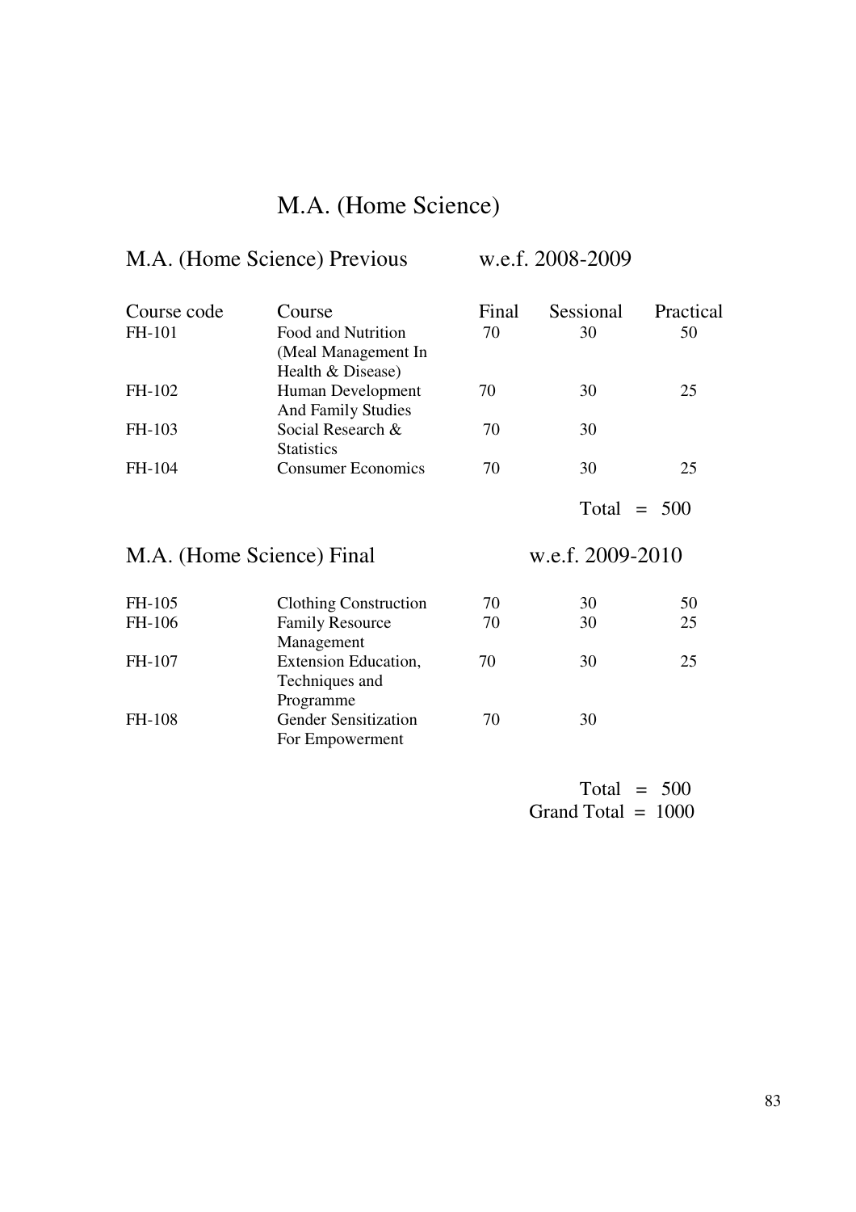# M.A. (Home Science)

## M.A. (Home Science) Previous w.e.f. 2008-2009

| Course code | Course | Final | Sessional | Practical |
|---|---|---|---|---|
| FH-101 | Food and Nutrition (Meal Management In Health & Disease) | 70 | 30 | 50 |
| FH-102 | Human Development And Family Studies | 70 | 30 | 25 |
| FH-103 | Social Research & Statistics | 70 | 30 | |
| FH-104 | Consumer Economics | 70 | 30 | 25 |

Total = 500

## M.A. (Home Science) Final w.e.f. 2009-2010

| Course code | Course | Final | Sessional | Practical |
|---|---|---|---|---|
| FH-105 | Clothing Construction | 70 | 30 | 50 |
| FH-106 | Family Resource Management | 70 | 30 | 25 |
| FH-107 | Extension Education, Techniques and Programme | 70 | 30 | 25 |
| FH-108 | Gender Sensitization For Empowerment | 70 | 30 | |

Total = 500

Grand Total = 1000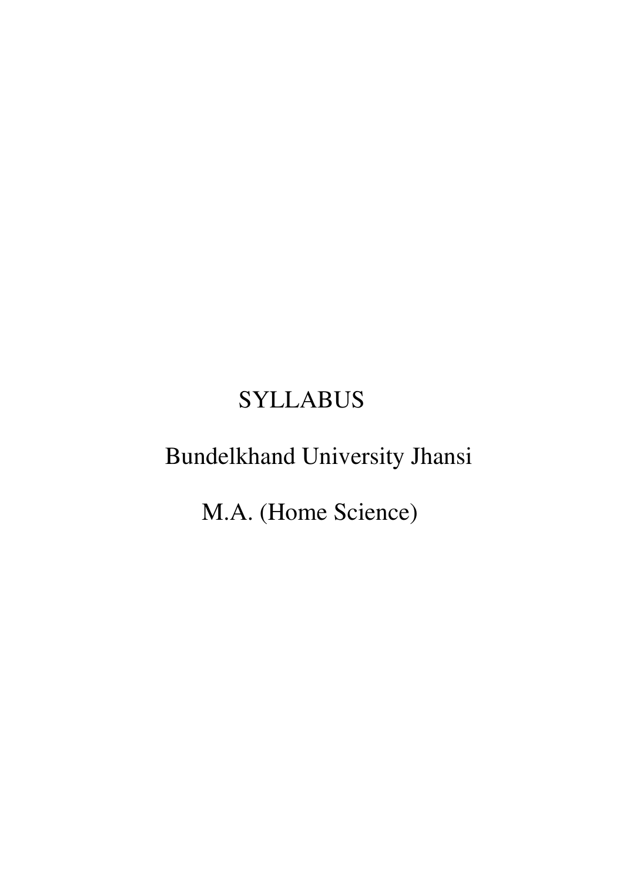# SYLLABUS

## Bundelkhand University Jhansi

## M.A. (Home Science)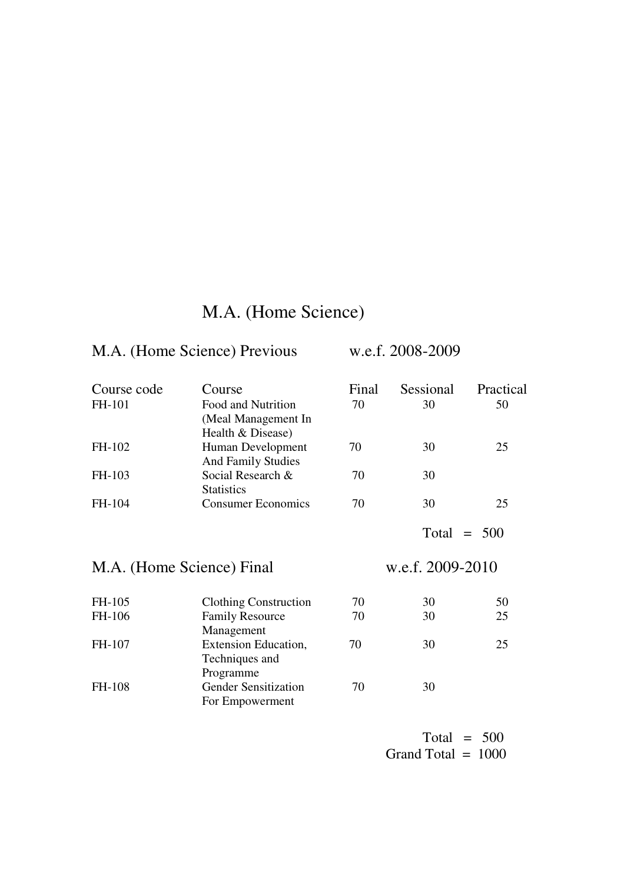# M.A. (Home Science)

## M.A. (Home Science) Previous w.e.f. 2008-2009

| Course code | Course | Final | Sessional | Practical |
|---|---|---|---|---|
| FH-101 | Food and Nutrition (Meal Management In Health & Disease) | 70 | 30 | 50 |
| FH-102 | Human Development And Family Studies | 70 | 30 | 25 |
| FH-103 | Social Research & Statistics | 70 | 30 | |
| FH-104 | Consumer Economics | 70 | 30 | 25 |
| | | | Total = 500 | |

## M.A. (Home Science) Final w.e.f. 2009-2010

| Course code | Course | Final | Sessional | Practical |
|---|---|---|---|---|
| FH-105 | Clothing Construction | 70 | 30 | 50 |
| FH-106 | Family Resource Management | 70 | 30 | 25 |
| FH-107 | Extension Education, Techniques and Programme | 70 | 30 | 25 |
| FH-108 | Gender Sensitization For Empowerment | 70 | 30 | |
| | | | Total = 500 | |
| | | | Grand Total = 1000 | |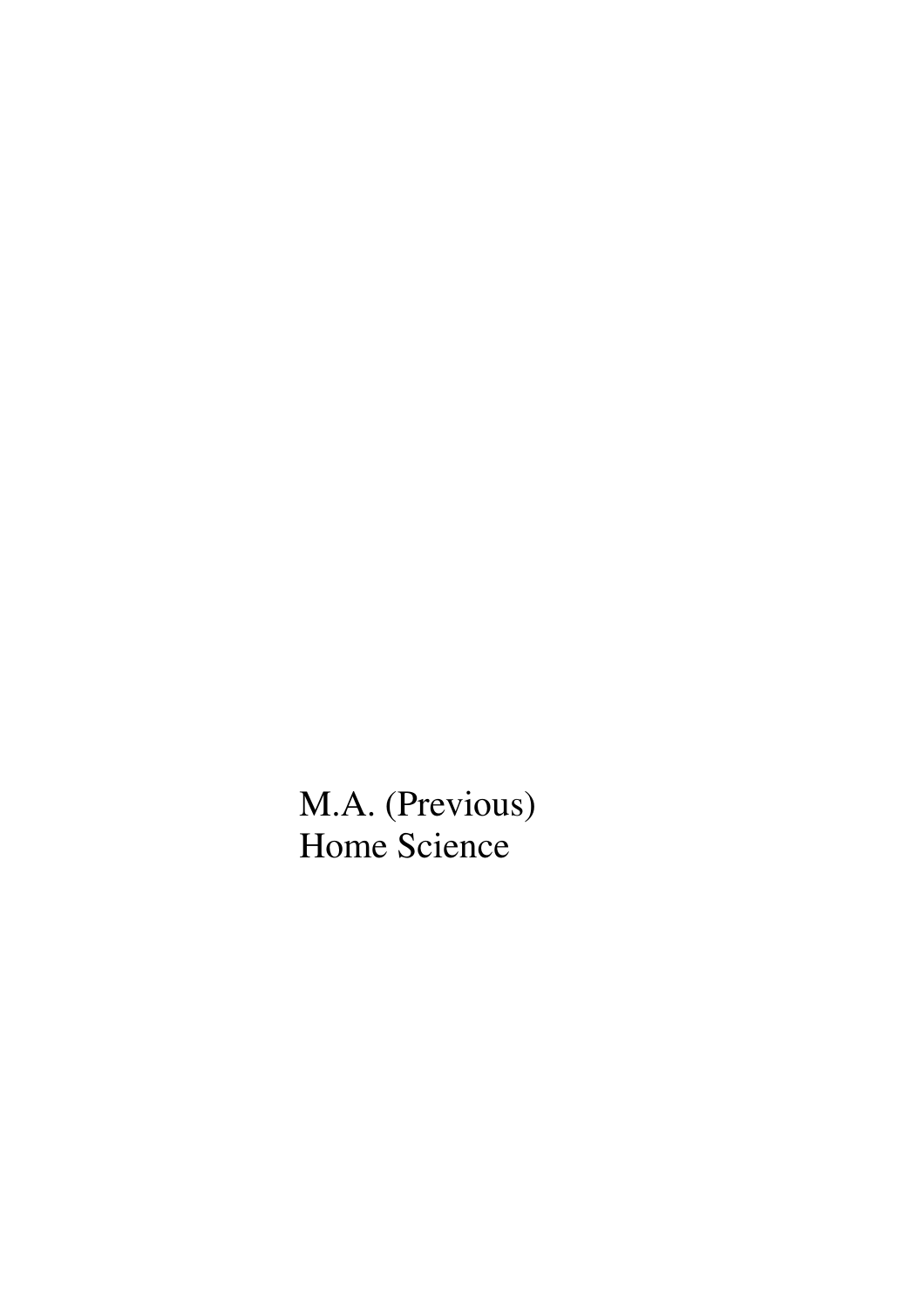M.A. (Previous)
Home Science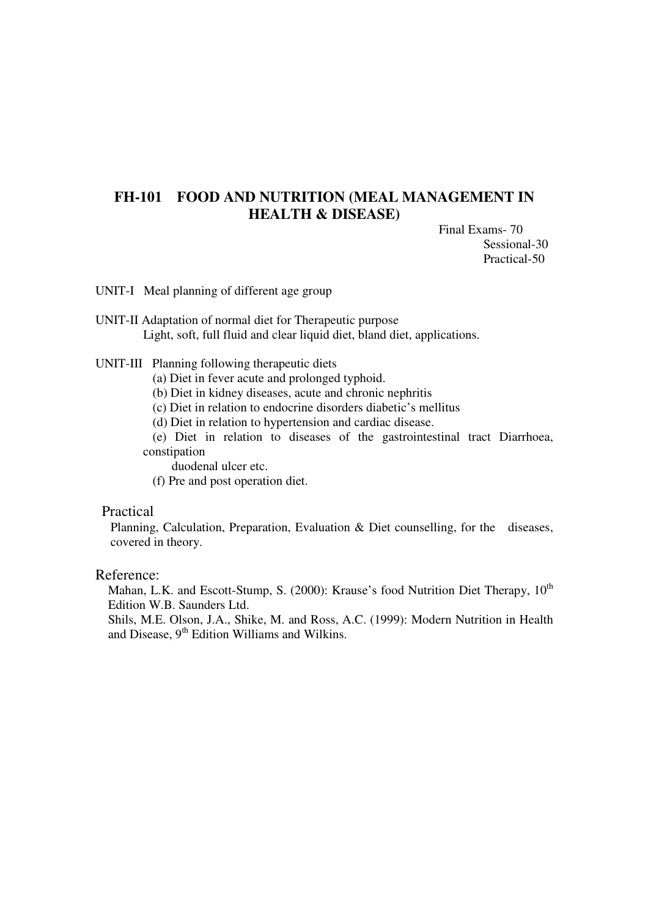## FH-101 FOOD AND NUTRITION (MEAL MANAGEMENT IN HEALTH & DISEASE)

Final Exams- 70
Sessional-30
Practical-50

UNIT-I Meal planning of different age group

UNIT-II Adaptation of normal diet for Therapeutic purpose
Light, soft, full fluid and clear liquid diet, bland diet, applications.

UNIT-III Planning following therapeutic diets

(a) Diet in fever acute and prolonged typhoid.
(b) Diet in kidney diseases, acute and chronic nephritis
(c) Diet in relation to endocrine disorders diabetic's mellitus
(d) Diet in relation to hypertension and cardiac disease.
(e) Diet in relation to diseases of the gastrointestinal tract Diarrhoea, constipation duodenal ulcer etc.
(f) Pre and post operation diet.

### Practical

Planning, Calculation, Preparation, Evaluation & Diet counselling, for the diseases, covered in theory.

### Reference:

Mahan, L.K. and Escott-Stump, S. (2000): Krause's food Nutrition Diet Therapy, 10th Edition W.B. Saunders Ltd.

Shils, M.E. Olson, J.A., Shike, M. and Ross, A.C. (1999): Modern Nutrition in Health and Disease, 9th Edition Williams and Wilkins.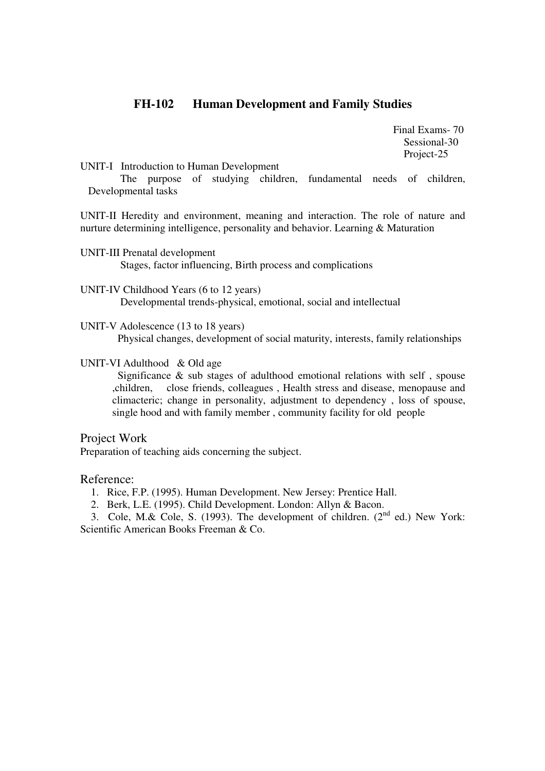## FH-102 Human Development and Family Studies

Final Exams- 70
Sessional-30
Project-25

UNIT-I Introduction to Human Development

The purpose of studying children, fundamental needs of children, Developmental tasks

UNIT-II Heredity and environment, meaning and interaction. The role of nature and nurture determining intelligence, personality and behavior. Learning & Maturation

UNIT-III Prenatal development

Stages, factor influencing, Birth process and complications

UNIT-IV Childhood Years (6 to 12 years)

Developmental trends-physical, emotional, social and intellectual

UNIT-V Adolescence (13 to 18 years)

Physical changes, development of social maturity, interests, family relationships

UNIT-VI Adulthood & Old age

Significance & sub stages of adulthood emotional relations with self , spouse ,children, close friends, colleagues , Health stress and disease, menopause and climacteric; change in personality, adjustment to dependency , loss of spouse, single hood and with family member , community facility for old people

### Project Work

Preparation of teaching aids concerning the subject.

### Reference:

1. Rice, F.P. (1995). Human Development. New Jersey: Prentice Hall.
2. Berk, L.E. (1995). Child Development. London: Allyn & Bacon.
3. Cole, M.& Cole, S. (1993). The development of children. (2nd ed.) New York: Scientific American Books Freeman & Co.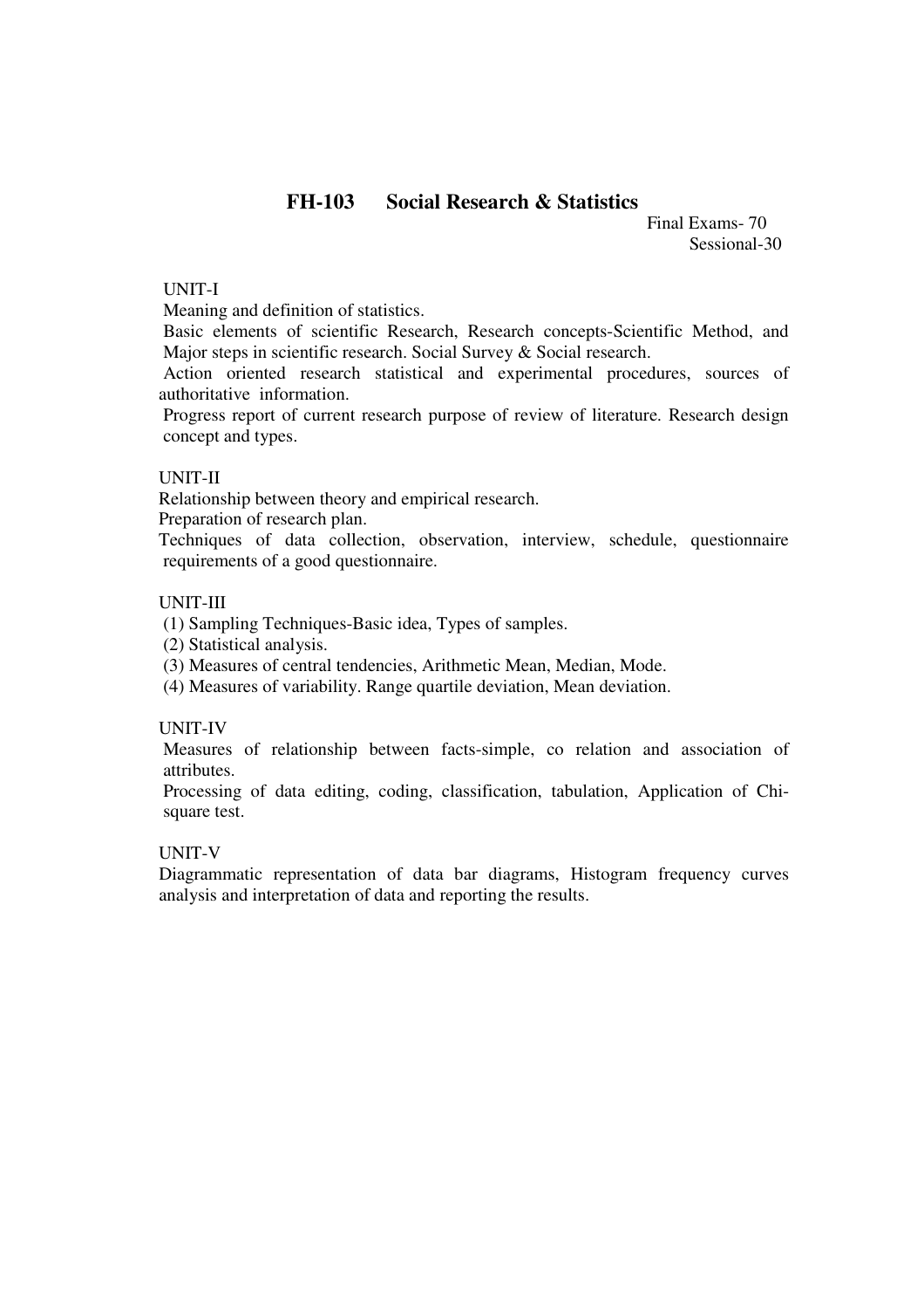## FH-103 Social Research & Statistics

Final Exams- 70
Sessional-30

UNIT-I

Meaning and definition of statistics.

Basic elements of scientific Research, Research concepts-Scientific Method, and Major steps in scientific research. Social Survey & Social research.

Action oriented research statistical and experimental procedures, sources of authoritative information.

Progress report of current research purpose of review of literature. Research design concept and types.

UNIT-II

Relationship between theory and empirical research.

Preparation of research plan.

Techniques of data collection, observation, interview, schedule, questionnaire requirements of a good questionnaire.

UNIT-III

(1) Sampling Techniques-Basic idea, Types of samples.

(2) Statistical analysis.

(3) Measures of central tendencies, Arithmetic Mean, Median, Mode.

(4) Measures of variability. Range quartile deviation, Mean deviation.

UNIT-IV

Measures of relationship between facts-simple, co relation and association of attributes.

Processing of data editing, coding, classification, tabulation, Application of Chi-square test.

UNIT-V

Diagrammatic representation of data bar diagrams, Histogram frequency curves analysis and interpretation of data and reporting the results.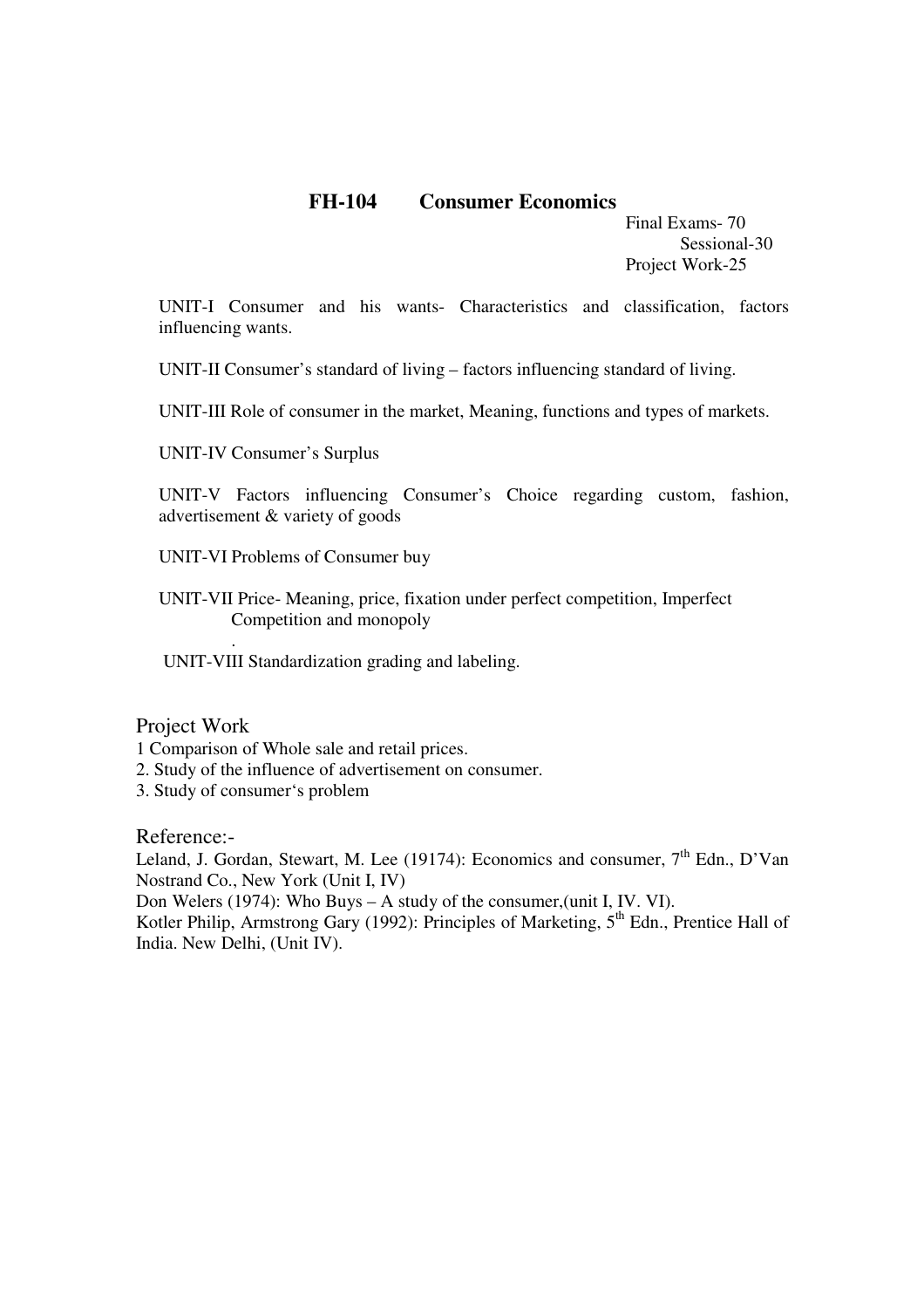## FH-104 Consumer Economics

Final Exams- 70
Sessional-30
Project Work-25

UNIT-I Consumer and his wants- Characteristics and classification, factors influencing wants.

UNIT-II Consumer's standard of living – factors influencing standard of living.

UNIT-III Role of consumer in the market, Meaning, functions and types of markets.

UNIT-IV Consumer's Surplus

UNIT-V Factors influencing Consumer's Choice regarding custom, fashion, advertisement & variety of goods

UNIT-VI Problems of Consumer buy

UNIT-VII Price- Meaning, price, fixation under perfect competition, Imperfect Competition and monopoly
.

UNIT-VIII Standardization grading and labeling.

### Project Work

1 Comparison of Whole sale and retail prices.
2. Study of the influence of advertisement on consumer.
3. Study of consumer's problem

### Reference:-

Leland, J. Gordan, Stewart, M. Lee (19174): Economics and consumer, 7th Edn., D'Van Nostrand Co., New York (Unit I, IV)
Don Welers (1974): Who Buys – A study of the consumer,(unit I, IV. VI).
Kotler Philip, Armstrong Gary (1992): Principles of Marketing, 5th Edn., Prentice Hall of India. New Delhi, (Unit IV).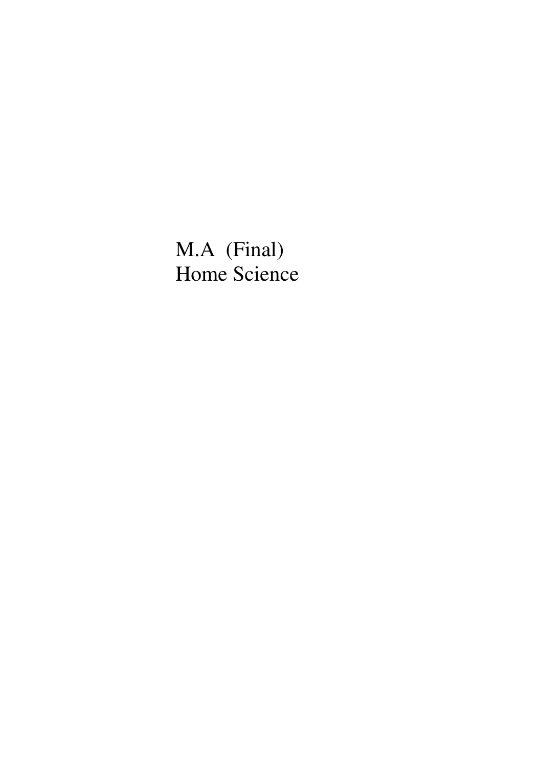M.A (Final)
Home Science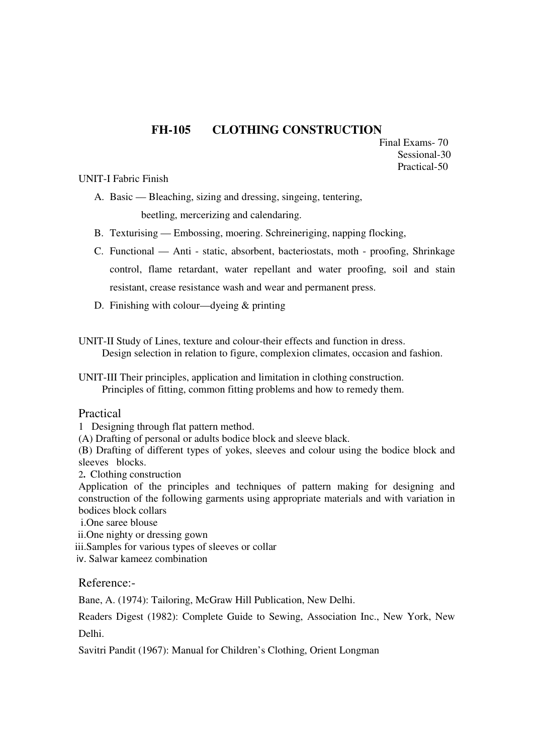## FH-105 CLOTHING CONSTRUCTION

Final Exams- 70
Sessional-30
Practical-50

UNIT-I Fabric Finish

A. Basic — Bleaching, sizing and dressing, singeing, tentering, beetling, mercerizing and calendaring.
B. Texturising — Embossing, moering. Schreineriging, napping flocking,
C. Functional — Anti - static, absorbent, bacteriostats, moth - proofing, Shrinkage control, flame retardant, water repellant and water proofing, soil and stain resistant, crease resistance wash and wear and permanent press.
D. Finishing with colour—dyeing & printing

UNIT-II Study of Lines, texture and colour-their effects and function in dress.
Design selection in relation to figure, complexion climates, occasion and fashion.

UNIT-III Their principles, application and limitation in clothing construction.
Principles of fitting, common fitting problems and how to remedy them.

### Practical

1 Designing through flat pattern method.

(A) Drafting of personal or adults bodice block and sleeve black.

(B) Drafting of different types of yokes, sleeves and colour using the bodice block and sleeves blocks.

2. Clothing construction

Application of the principles and techniques of pattern making for designing and construction of the following garments using appropriate materials and with variation in bodices block collars

i. One saree blouse
ii. One nighty or dressing gown
iii. Samples for various types of sleeves or collar
iv. Salwar kameez combination

### Reference:-

Bane, A. (1974): Tailoring, McGraw Hill Publication, New Delhi.

Readers Digest (1982): Complete Guide to Sewing, Association Inc., New York, New Delhi.

Savitri Pandit (1967): Manual for Children's Clothing, Orient Longman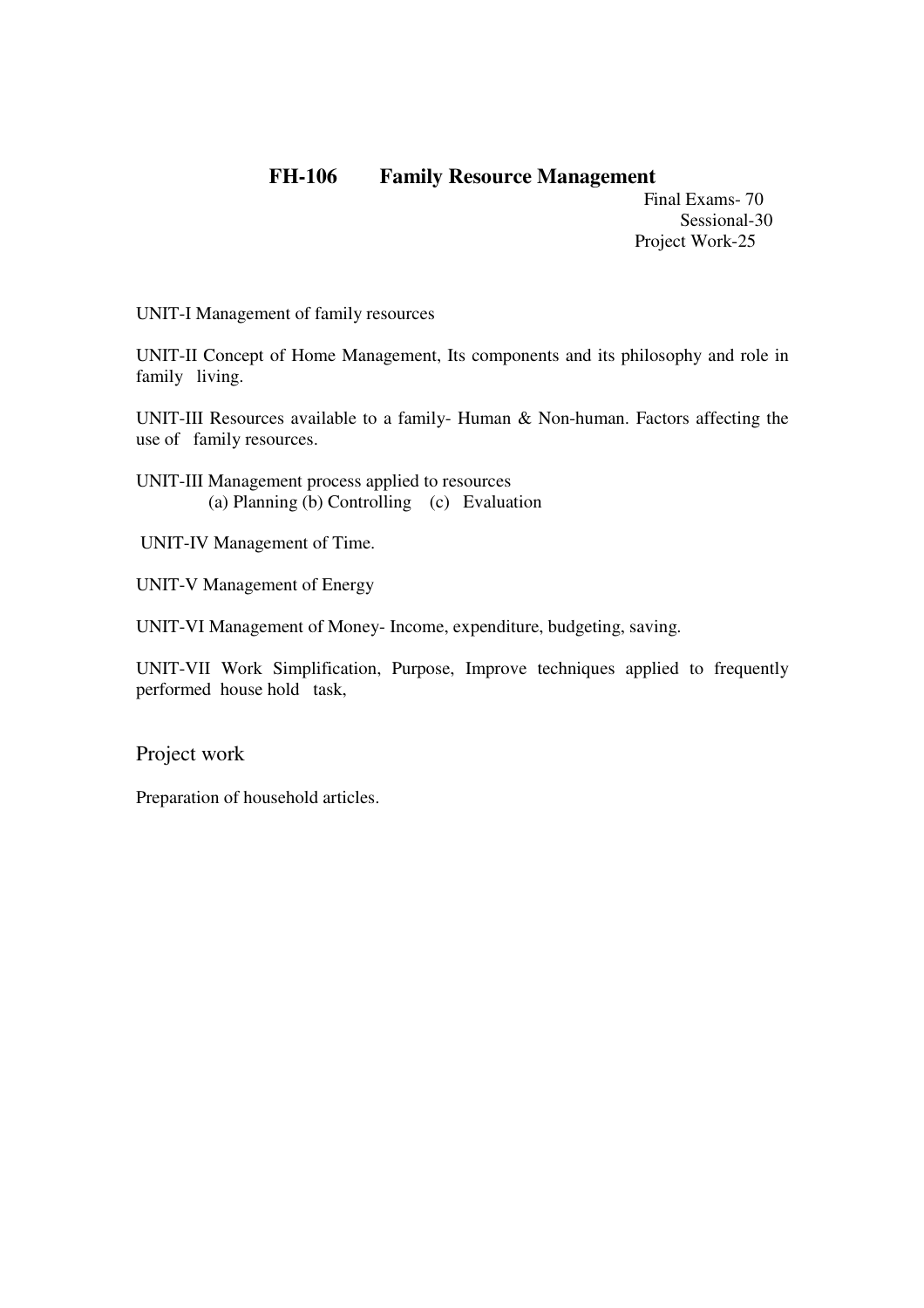## FH-106 Family Resource Management

Final Exams- 70
Sessional-30
Project Work-25

UNIT-I Management of family resources

UNIT-II Concept of Home Management, Its components and its philosophy and role in family living.

UNIT-III Resources available to a family- Human & Non-human. Factors affecting the use of family resources.

UNIT-III Management process applied to resources
(a) Planning (b) Controlling (c) Evaluation

UNIT-IV Management of Time.

UNIT-V Management of Energy

UNIT-VI Management of Money- Income, expenditure, budgeting, saving.

UNIT-VII Work Simplification, Purpose, Improve techniques applied to frequently performed house hold task,

### Project work

Preparation of household articles.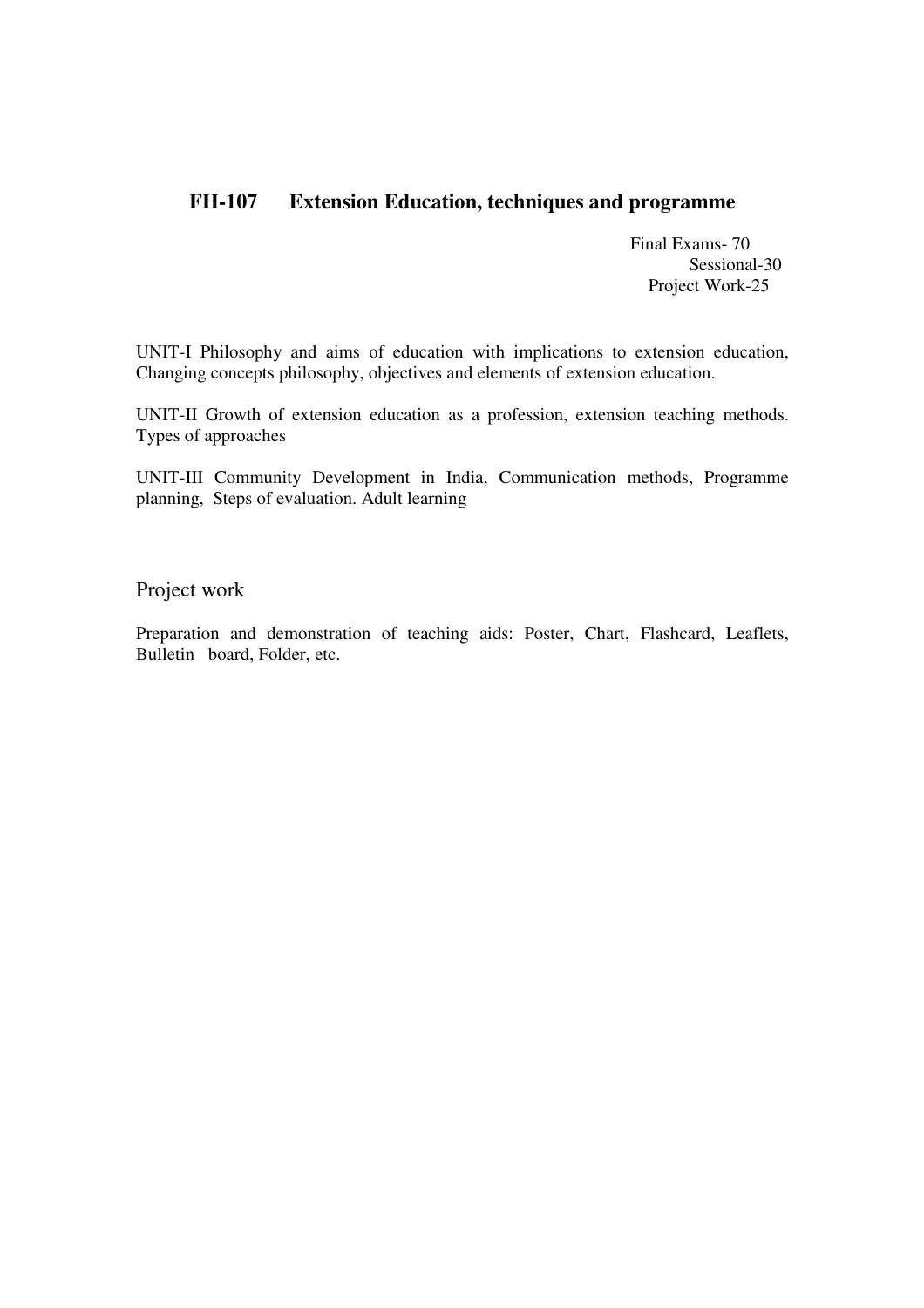## FH-107 Extension Education, techniques and programme

Final Exams- 70
Sessional-30
Project Work-25

UNIT-I Philosophy and aims of education with implications to extension education, Changing concepts philosophy, objectives and elements of extension education.

UNIT-II Growth of extension education as a profession, extension teaching methods. Types of approaches

UNIT-III Community Development in India, Communication methods, Programme planning, Steps of evaluation. Adult learning

### Project work

Preparation and demonstration of teaching aids: Poster, Chart, Flashcard, Leaflets, Bulletin board, Folder, etc.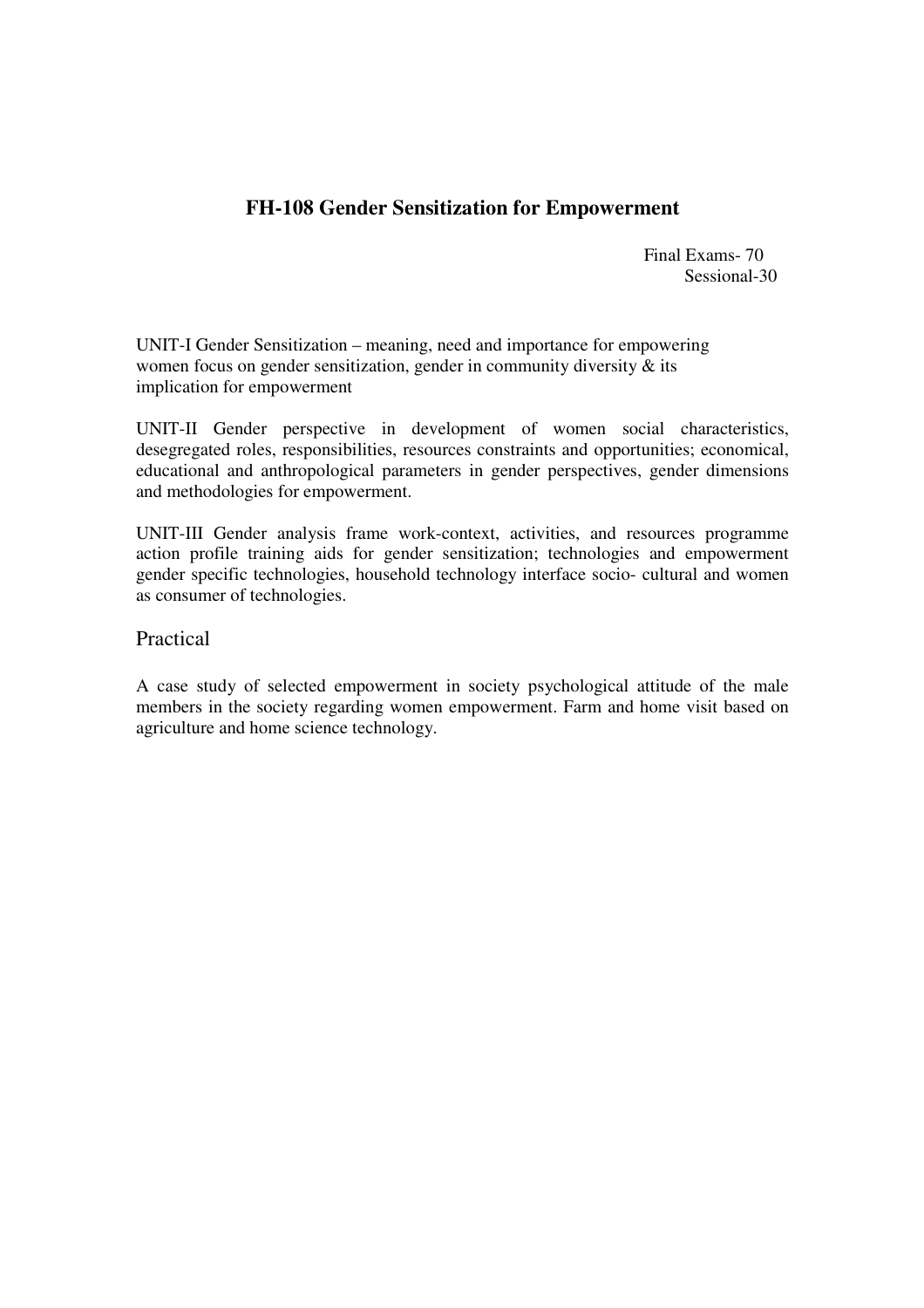## FH-108 Gender Sensitization for Empowerment

Final Exams- 70
Sessional-30

UNIT-I Gender Sensitization – meaning, need and importance for empowering women focus on gender sensitization, gender in community diversity & its implication for empowerment

UNIT-II Gender perspective in development of women social characteristics, desegregated roles, responsibilities, resources constraints and opportunities; economical, educational and anthropological parameters in gender perspectives, gender dimensions and methodologies for empowerment.

UNIT-III Gender analysis frame work-context, activities, and resources programme action profile training aids for gender sensitization; technologies and empowerment gender specific technologies, household technology interface socio- cultural and women as consumer of technologies.

### Practical

A case study of selected empowerment in society psychological attitude of the male members in the society regarding women empowerment. Farm and home visit based on agriculture and home science technology.